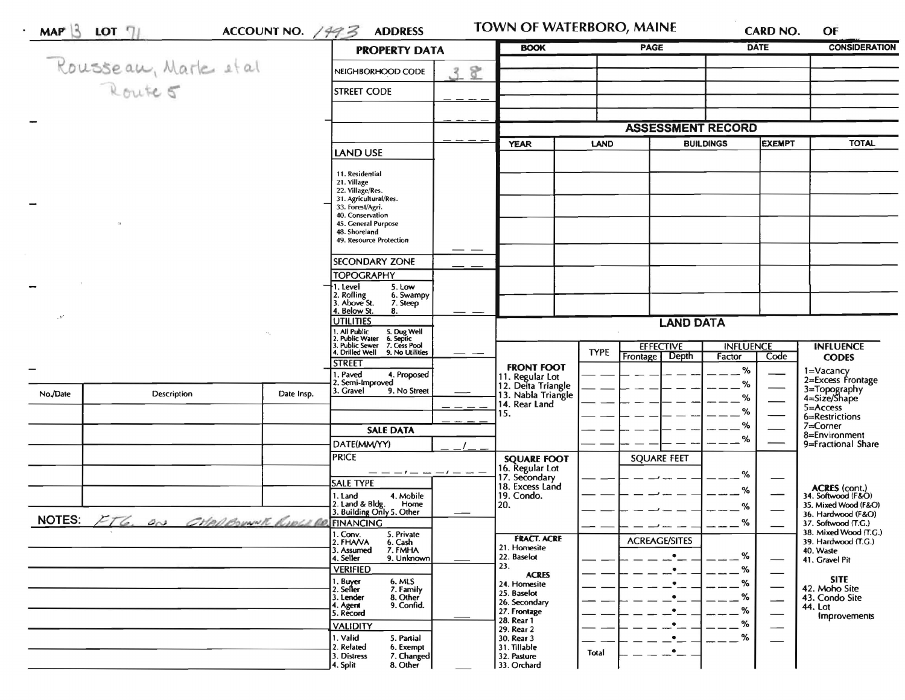MAP 13 LOT 71 ACCOUNT NO. 1493 ADDRESS

# TOWN OF WATERBORO, MAINE

CARD NO. OF

Rousseau, Marle et al
Route 5

## PROPERTY DATA

| | |
|---|---|
| NEIGHBORHOOD CODE | 38 |
| STREET CODE | |
| | |
| | |

**LAND USE**

11. Residential
21. Village
22. Village/Res.
31. Agricultural/Res.
33. Forest/Agri.
40. Conservation
45. General Purpose
48. Shoreland
49. Resource Protection

**SECONDARY ZONE**

**TOPOGRAPHY**

1. Level
2. Rolling
3. Above St.
4. Below St.
5. Low
6. Swampy
7. Steep
8.

**UTILITIES**

1. All Public
2. Public Water
3. Public Sewer
4. Drilled Well
5. Dug Well
6. Septic
7. Cess Pool
9. No Utilities

**STREET**

1. Paved
2. Semi-Improved
3. Gravel
4. Proposed
9. No Street

**SALE DATA**

DATE(MM/YY)

PRICE

**SALE TYPE**

1. Land
2. Land & Bldg.
3. Building Only
4. Mobile Home
5. Other

**FINANCING**

1. Conv.
2. FHA/VA
3. Assumed
4. Seller
5. Private
6. Cash
7. FMHA
9. Unknown

**VERIFIED**

1. Buyer
2. Seller
3. Lender
4. Agent
5. Record
6. MLS
7. Family
8. Other
9. Confid.

**VALIDITY**

1. Valid
2. Related
3. Distress
4. Split
5. Partial
6. Exempt
7. Changed
8. Other

| BOOK | PAGE | DATE | CONSIDERATION |
|---|---|---|---|
| | | | |
| | | | |
| | | | |
| | | | |

## ASSESSMENT RECORD

| YEAR | LAND | BUILDINGS | EXEMPT | TOTAL |
|---|---|---|---|---|
| | | | | |
| | | | | |
| | | | | |
| | | | | |

| No./Date | Description | Date Insp. |
|---|---|---|
| | | |
| | | |
| | | |
| | | |
| | | |

NOTES: ETG on Chadbourne Ridge Rd

## LAND DATA

| | TYPE | EFFECTIVE Frontage | EFFECTIVE Depth | INFLUENCE Factor | INFLUENCE Code |
|---|---|---|---|---|---|
| **FRONT FOOT** | | | | | |
| 11. Regular Lot | | | | % | |
| 12. Delta Triangle | | | | % | |
| 13. Nabla Triangle | | | | % | |
| 14. Rear Land | | | | % | |
| 15. | | | | % | |
| | | | | % | |
| **SQUARE FOOT** | | SQUARE FEET | | | |
| 16. Regular Lot | | | | % | |
| 17. Secondary | | | | % | |
| 18. Excess Land | | | | % | |
| 19. Condo. | | | | % | |
| 20. | | | | | |
| **FRACT. ACRE** | | ACREAGE/SITES | | | |
| 21. Homesite | | | | % | |
| 22. Baselot | | | | % | |
| 23. | | | | % | |
| **ACRES** | | | | | |
| 24. Homesite | | | | % | |
| 25. Baselot | | | | % | |
| 26. Secondary | | | | % | |
| 27. Frontage | | | | % | |
| 28. Rear 1 | | | | % | |
| 29. Rear 2 | | | | | |
| 30. Rear 3 | | | | | |
| 31. Tillable | Total | | | | |
| 32. Pasture | | | | | |
| 33. Orchard | | | | | |

**INFLUENCE CODES**

1=Vacancy
2=Excess Frontage
3=Topography
4=Size/Shape
5=Access
6=Restrictions
7=Corner
8=Environment
9=Fractional Share

**ACRES (cont.)**

34. Softwood (F&O)
35. Mixed Wood (F&O)
36. Hardwood (F&O)
37. Softwood (T.G.)
38. Mixed Wood (T.G.)
39. Hardwood (T.G.)
40. Waste
41. Gravel Pit

**SITE**

42. Moho Site
43. Condo Site
44. Lot Improvements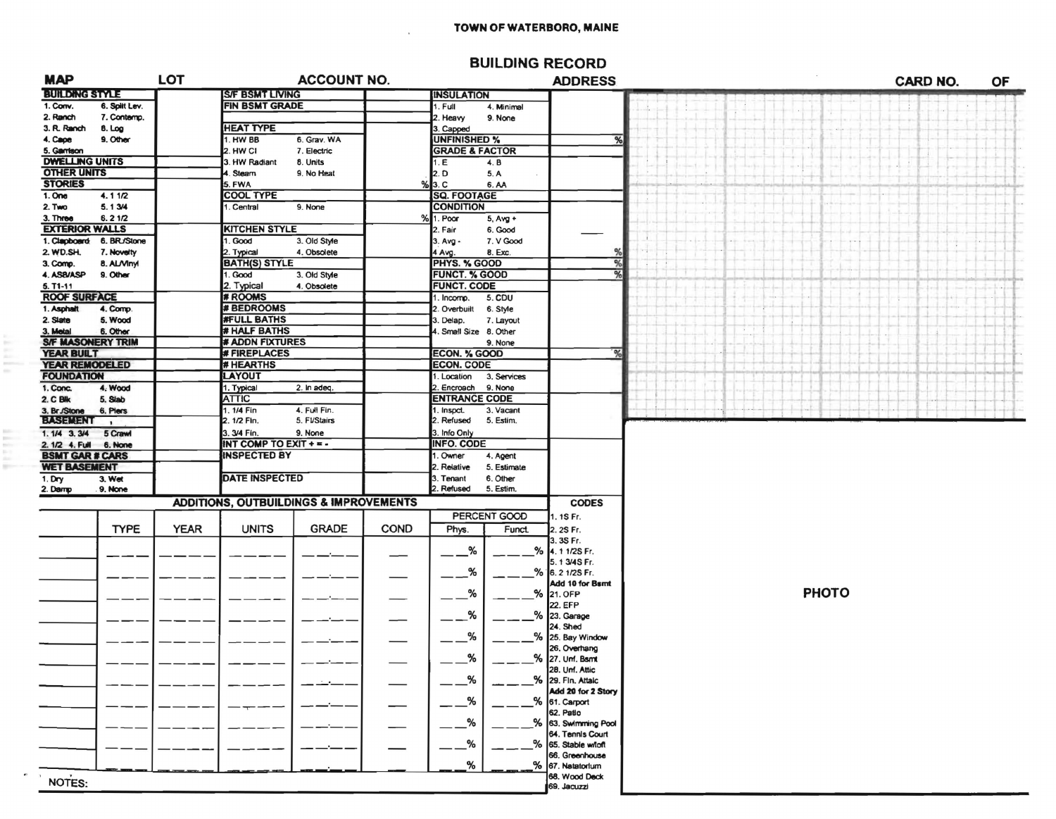TOWN OF WATERBORO, MAINE

# BUILDING RECORD

MAP | LOT | ACCOUNT NO. | ADDRESS | CARD NO. | OF

| | | | | | |
|---|---|---|---|---|---|
| **BUILDING STYLE** | | **S/F BSMT LIVING** | | **INSULATION** | |
| 1. Conv. 6. Split Lev. | | **FIN BSMT GRADE** | | 1. Full 4. Minimal | |
| 2. Ranch 7. Contemp. | | | | 2. Heavy 9. None | |
| 3. R. Ranch 8. Log | | **HEAT TYPE** | | 3. Capped | |
| 4. Cape 9. Other | | 1. HW BB 6. Grav. WA | | **UNFINISHED %** | % |
| 5. Garrison | | 2. HW Cl 7. Electric | | **GRADE & FACTOR** | |
| **DWELLING UNITS** | | 3. HW Radiant 8. Units | | 1. E 4. B | |
| **OTHER UNITS** | | 4. Steam 9. No Heat | | 2. D 5. A | |
| **STORIES** | | 5. FWA | % | 3. C 6. AA | |
| 1. One 4. 1 1/2 | | **COOL TYPE** | | **SQ. FOOTAGE** | |
| 2. Two 5. 1 3/4 | | 1. Central 9. None | | **CONDITION** | |
| 3. Three 6. 2 1/2 | | | % | 1. Poor 5. Avg + | |
| **EXTERIOR WALLS** | | **KITCHEN STYLE** | | 2. Fair 6. Good | |
| 1. Clapboard 6. BR/Stone | | 1. Good 3. Old Style | | 3. Avg - 7. V Good | |
| 2. WD.SH. 7. Novelty | | 2. Typical 4. Obsolete | | 4 Avg. 8. Exc. | % |
| 3. Comp. 8. AL/Vinyl | | **BATH(S) STYLE** | | **PHYS. % GOOD** | % |
| 4. ASB/ASP 9. Other | | 1. Good 3. Old Style | | **FUNCT. % GOOD** | % |
| 5. T1-11 | | 2. Typical 4. Obsolete | | **FUNCT. CODE** | |
| **ROOF SURFACE** | | **# ROOMS** | | 1. Incomp. 5. CDU | |
| 1. Asphalt 4. Comp. | | **# BEDROOMS** | | 2. Overbuilt 6. Style | |
| 2. Slate 5. Wood | | **#FULL BATHS** | | 3. Delap. 7. Layout | |
| 3. Metal 6. Other | | **# HALF BATHS** | | 4. Small Size 8. Other | |
| **S/F MASONERY TRIM** | | **# ADDN FIXTURES** | | 9. None | |
| **YEAR BUILT** | | **# FIREPLACES** | | **ECON. % GOOD** | % |
| **YEAR REMODELED** | | **# HEARTHS** | | **ECON. CODE** | |
| **FOUNDATION** | | **LAYOUT** | | 1. Location 3. Services | |
| 1. Conc. 4. Wood | | 1. Typical 2. In adeq. | | 2. Encroach 9. None | |
| 2. C Blk 5. Slab | | **ATTIC** | | **ENTRANCE CODE** | |
| 3. Br./Stone 6. Piers | | 1. 1/4 Fin 4. Full Fin. | | 1. Inspct. 3. Vacant | |
| **BASEMENT** | | 2. 1/2 Fin. 5. Fl/Stairs | | 2. Refused 5. Estim. | |
| 1. 1/4 3. 3/4 5 Crawl | | 3. 3/4 Fin. 9. None | | 3. Info Only | |
| 2. 1/2 4. Full 6. None | | **INT COMP TO EXIT + = -** | | **INFO. CODE** | |
| **BSMT GAR # CARS** | | **INSPECTED BY** | | 1. Owner 4. Agent | |
| **WET BASEMENT** | | | | 2. Relative 5. Estimate | |
| 1. Dry 3. Wet | | **DATE INSPECTED** | | 3. Tenant 6. Other | |
| 2. Damp 9. None | | | | 2. Refused 5. Estim. | |

## ADDITIONS, OUTBUILDINGS & IMPROVEMENTS

| | TYPE | YEAR | UNITS | GRADE | COND | PERCENT GOOD Phys. | PERCENT GOOD Funct. |
|---|---|---|---|---|---|---|---|
| | | | | | | % | % |
| | | | | | | % | % |
| | | | | | | % | % |
| | | | | | | % | % |
| | | | | | | % | % |
| | | | | | | % | % |
| | | | | | | % | % |
| | | | | | | % | % |
| | | | | | | % | % |
| | | | | | | % | % |
| | | | | | | % | % |

**CODES**

1. 1S Fr.
2. 2S Fr.
3. 3S Fr.
4. 1 1/2S Fr.
5. 1 3/4S Fr.
6. 2 1/2S Fr.

**Add 10 for Bsmt**

21. OFP
22. EFP
23. Garage
24. Shed
25. Bay Window
26. Overhang
27. Unf. Bsmt
28. Unf. Attic
29. Fin. Attaic

**Add 20 for 2 Story**

61. Carport
62. Patio
63. Swimming Pool
64. Tennis Court
65. Stable w/loft
66. Greenhouse
67. Natatorium
68. Wood Deck
69. Jacuzzi

NOTES:

PHOTO